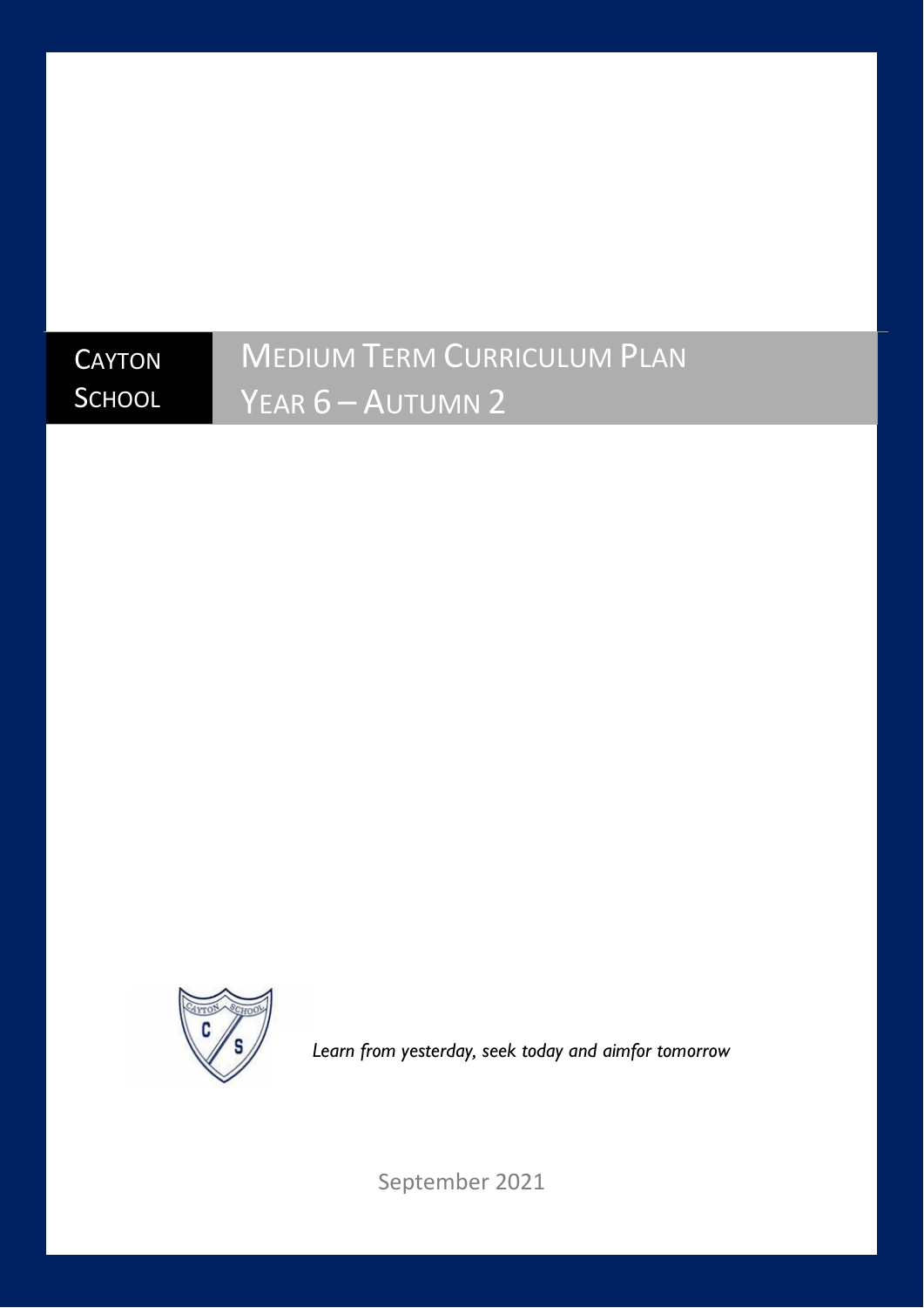# Cayton School

# Medium Term Curriculum Plan

## Year 6 – Autumn 2

*Learn from yesterday, seek today and aimfor tomorrow*

September 2021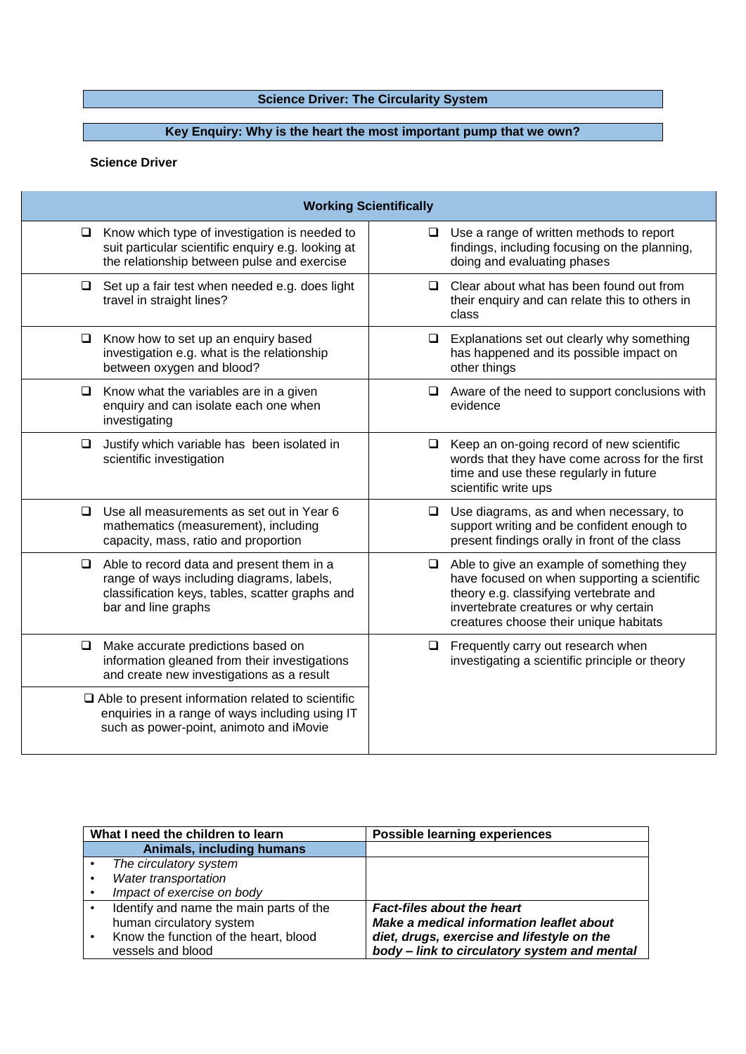**Science Driver: The Circularity System**

**Key Enquiry: Why is the heart the most important pump that we own?**

**Science Driver**

| **Working Scientifically** | |
|---|---|
| ❑ Know which type of investigation is needed to suit particular scientific enquiry e.g. looking at the relationship between pulse and exercise | ❑ Use a range of written methods to report findings, including focusing on the planning, doing and evaluating phases |
| ❑ Set up a fair test when needed e.g. does light travel in straight lines? | ❑ Clear about what has been found out from their enquiry and can relate this to others in class |
| ❑ Know how to set up an enquiry based investigation e.g. what is the relationship between oxygen and blood? | ❑ Explanations set out clearly why something has happened and its possible impact on other things |
| ❑ Know what the variables are in a given enquiry and can isolate each one when investigating | ❑ Aware of the need to support conclusions with evidence |
| ❑ Justify which variable has been isolated in scientific investigation | ❑ Keep an on-going record of new scientific words that they have come across for the first time and use these regularly in future scientific write ups |
| ❑ Use all measurements as set out in Year 6 mathematics (measurement), including capacity, mass, ratio and proportion | ❑ Use diagrams, as and when necessary, to support writing and be confident enough to present findings orally in front of the class |
| ❑ Able to record data and present them in a range of ways including diagrams, labels, classification keys, tables, scatter graphs and bar and line graphs | ❑ Able to give an example of something they have focused on when supporting a scientific theory e.g. classifying vertebrate and invertebrate creatures or why certain creatures choose their unique habitats |
| ❑ Make accurate predictions based on information gleaned from their investigations and create new investigations as a result | ❑ Frequently carry out research when investigating a scientific principle or theory |
| ❑ Able to present information related to scientific enquiries in a range of ways including using IT such as power-point, animoto and iMovie | |

| **What I need the children to learn** | **Possible learning experiences** |
|---|---|
| **Animals, including humans** | |
| • *The circulatory system*<br>• *Water transportation*<br>• *Impact of exercise on body* | |
| • Identify and name the main parts of the human circulatory system<br>• Know the function of the heart, blood vessels and blood | ***Fact-files about the heart***<br>***Make a medical information leaflet about diet, drugs, exercise and lifestyle on the body – link to circulatory system and mental*** |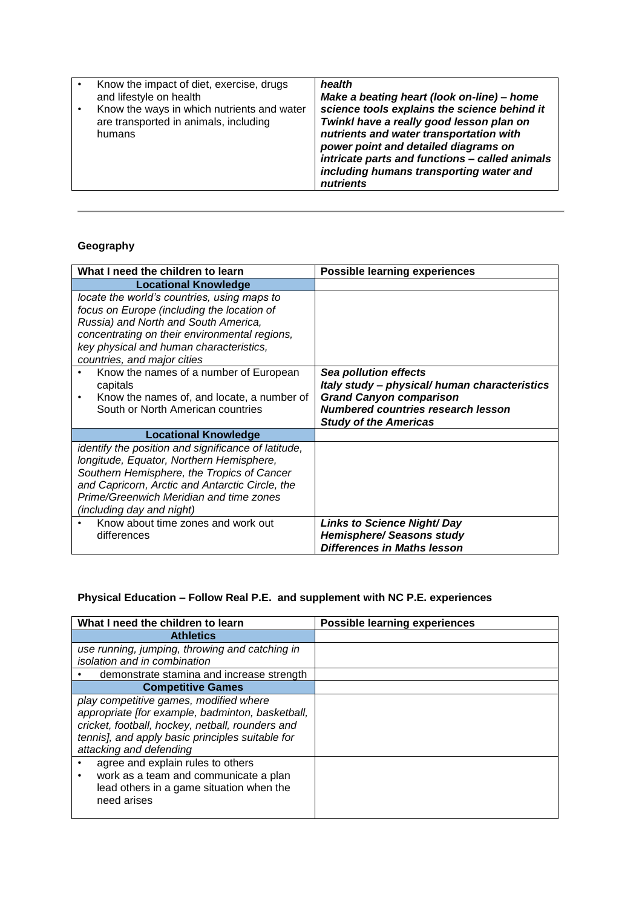| | |
|---|---|
| • Know the impact of diet, exercise, drugs and lifestyle on health<br>• Know the ways in which nutrients and water are transported in animals, including humans | ***health***<br>***Make a beating heart (look on-line) – home science tools explains the science behind it***<br>***Twinkl have a really good lesson plan on nutrients and water transportation with power point and detailed diagrams on intricate parts and functions – called animals including humans transporting water and nutrients*** |

---

**Geography**

| What I need the children to learn | Possible learning experiences |
|---|---|
| **Locational Knowledge** | |
| *locate the world's countries, using maps to focus on Europe (including the location of Russia) and North and South America, concentrating on their environmental regions, key physical and human characteristics, countries, and major cities* | |
| • Know the names of a number of European capitals<br>• Know the names of, and locate, a number of South or North American countries | ***Sea pollution effects***<br>***Italy study – physical/ human characteristics***<br>***Grand Canyon comparison***<br>***Numbered countries research lesson***<br>***Study of the Americas*** |
| **Locational Knowledge** | |
| *identify the position and significance of latitude, longitude, Equator, Northern Hemisphere, Southern Hemisphere, the Tropics of Cancer and Capricorn, Arctic and Antarctic Circle, the Prime/Greenwich Meridian and time zones (including day and night)* | |
| • Know about time zones and work out differences | ***Links to Science Night/ Day***<br>***Hemisphere/ Seasons study***<br>***Differences in Maths lesson*** |

**Physical Education – Follow Real P.E. and supplement with NC P.E. experiences**

| What I need the children to learn | Possible learning experiences |
|---|---|
| **Athletics** | |
| *use running, jumping, throwing and catching in isolation and in combination* | |
| • demonstrate stamina and increase strength | |
| **Competitive Games** | |
| *play competitive games, modified where appropriate [for example, badminton, basketball, cricket, football, hockey, netball, rounders and tennis], and apply basic principles suitable for attacking and defending* | |
| • agree and explain rules to others<br>• work as a team and communicate a plan lead others in a game situation when the need arises | |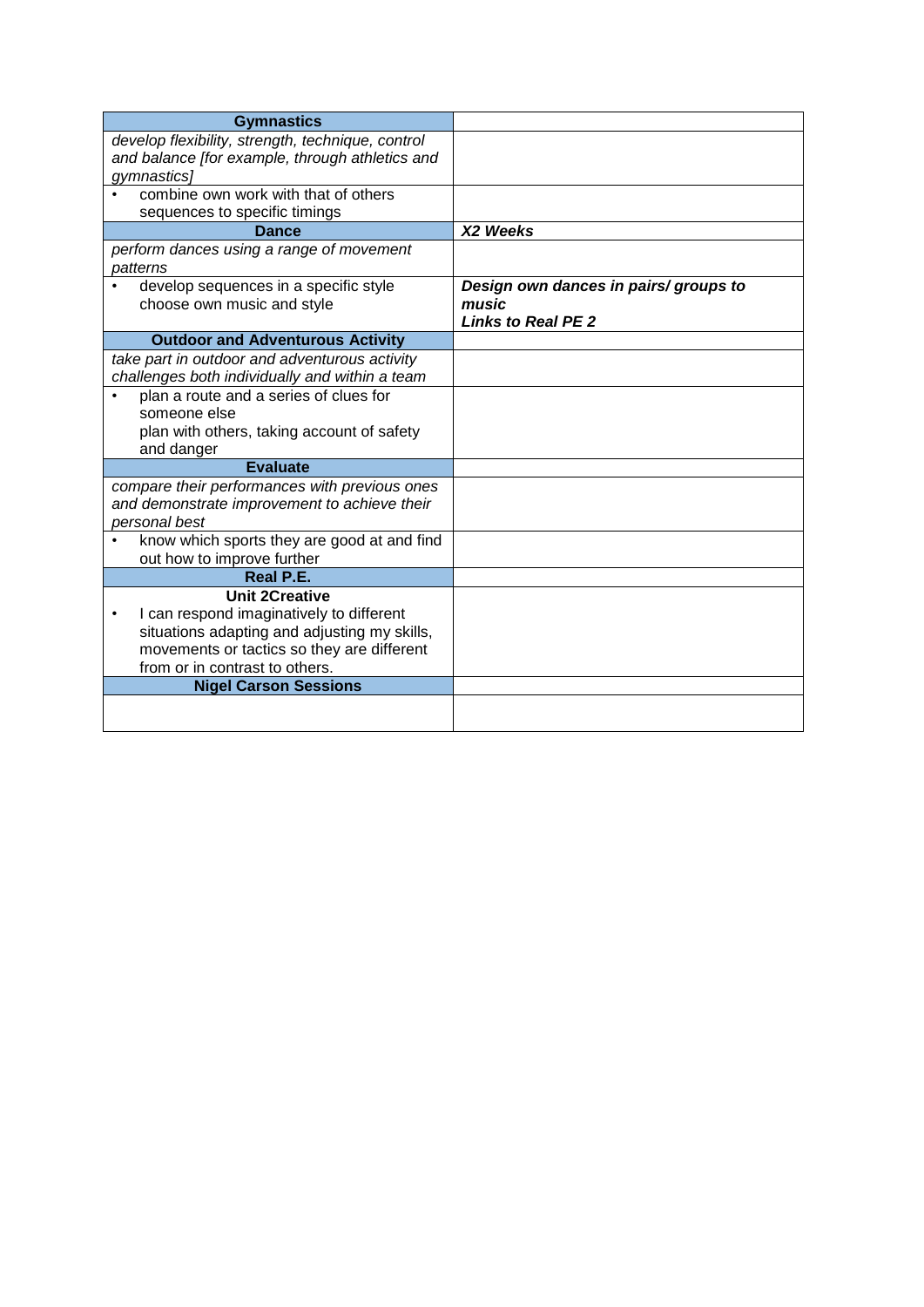| **Gymnastics** | |
|---|---|
| *develop flexibility, strength, technique, control and balance [for example, through athletics and gymnastics]* | |
| • combine own work with that of others sequences to specific timings | |
| **Dance** | ***X2 Weeks*** |
| *perform dances using a range of movement patterns* | |
| • develop sequences in a specific style choose own music and style | ***Design own dances in pairs/ groups to music*** <br> ***Links to Real PE 2*** |
| **Outdoor and Adventurous Activity** | |
| *take part in outdoor and adventurous activity challenges both individually and within a team* | |
| • plan a route and a series of clues for someone else <br> plan with others, taking account of safety and danger | |
| **Evaluate** | |
| *compare their performances with previous ones and demonstrate improvement to achieve their personal best* | |
| • know which sports they are good at and find out how to improve further | |
| **Real P.E.** | |
| **Unit 2Creative** <br> • I can respond imaginatively to different situations adapting and adjusting my skills, movements or tactics so they are different from or in contrast to others. | |
| **Nigel Carson Sessions** | |
| | |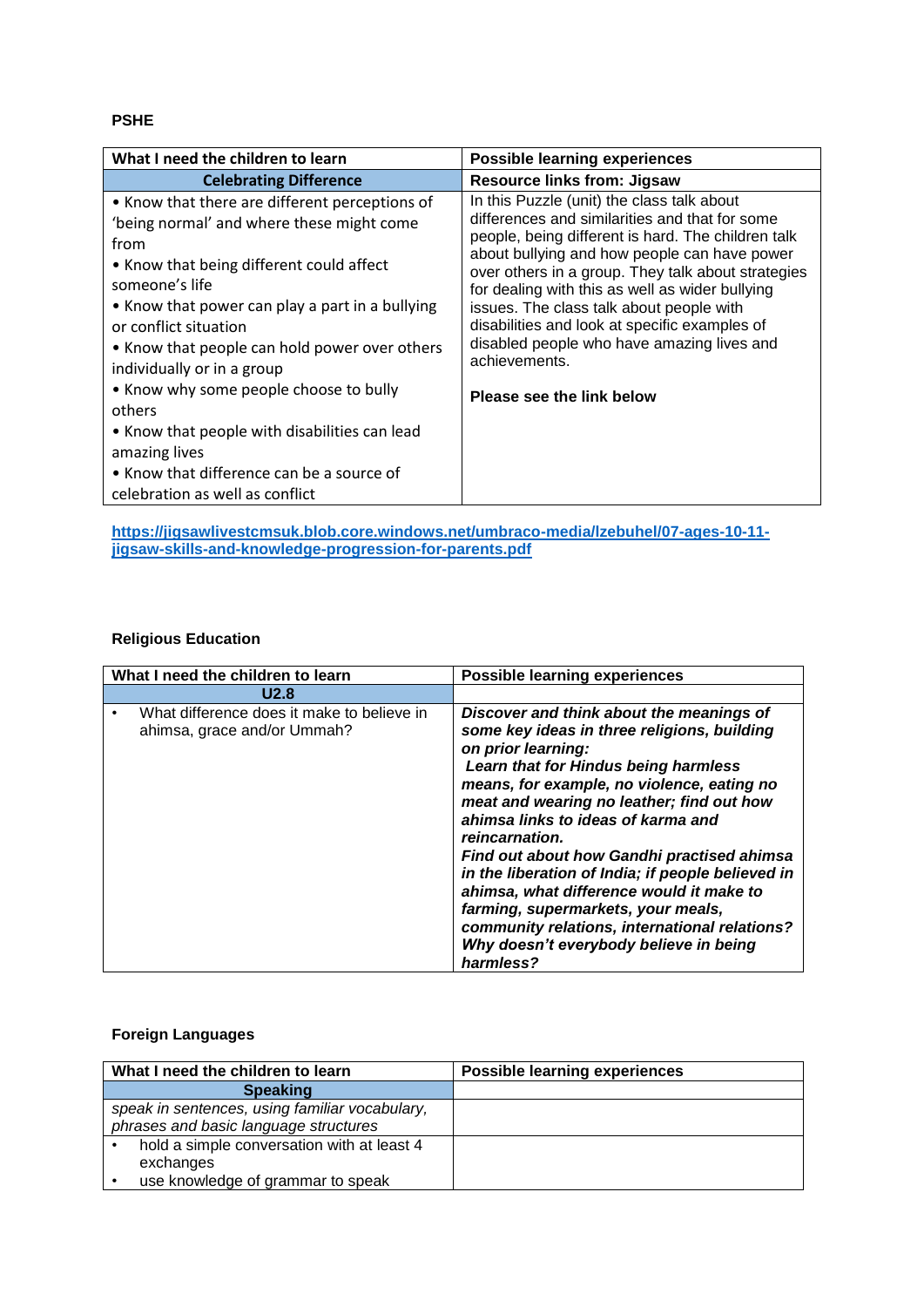**PSHE**

| What I need the children to learn | Possible learning experiences |
|---|---|
| **Celebrating Difference** | **Resource links from: Jigsaw** |
| • Know that there are different perceptions of 'being normal' and where these might come from<br>• Know that being different could affect someone's life<br>• Know that power can play a part in a bullying or conflict situation<br>• Know that people can hold power over others individually or in a group<br>• Know why some people choose to bully others<br>• Know that people with disabilities can lead amazing lives<br>• Know that difference can be a source of celebration as well as conflict | In this Puzzle (unit) the class talk about differences and similarities and that for some people, being different is hard. The children talk about bullying and how people can have power over others in a group. They talk about strategies for dealing with this as well as wider bullying issues. The class talk about people with disabilities and look at specific examples of disabled people who have amazing lives and achievements.<br><br>**Please see the link below** |

**https://jigsawlivestcmsuk.blob.core.windows.net/umbraco-media/lzebuhel/07-ages-10-11-jigsaw-skills-and-knowledge-progression-for-parents.pdf**

**Religious Education**

| What I need the children to learn | Possible learning experiences |
|---|---|
| **U2.8** | |
| • What difference does it make to believe in ahimsa, grace and/or Ummah? | ***Discover and think about the meanings of some key ideas in three religions, building on prior learning:***<br>***Learn that for Hindus being harmless means, for example, no violence, eating no meat and wearing no leather; find out how ahimsa links to ideas of karma and reincarnation.***<br>***Find out about how Gandhi practised ahimsa in the liberation of India; if people believed in ahimsa, what difference would it make to farming, supermarkets, your meals, community relations, international relations? Why doesn't everybody believe in being harmless?*** |

**Foreign Languages**

| What I need the children to learn | Possible learning experiences |
|---|---|
| **Speaking** | |
| *speak in sentences, using familiar vocabulary, phrases and basic language structures* | |
| • hold a simple conversation with at least 4 exchanges<br>• use knowledge of grammar to speak | |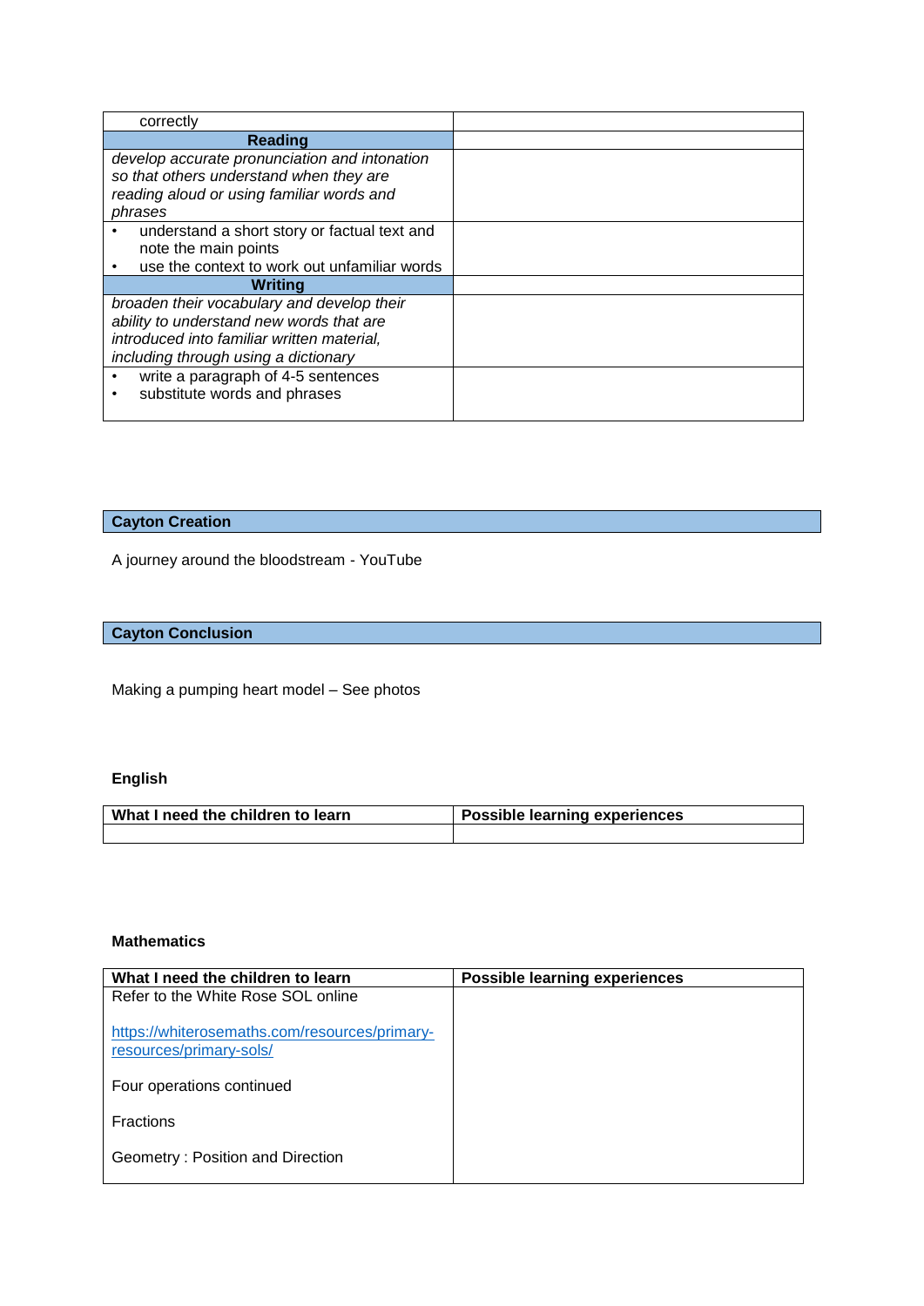| | |
|---|---|
| correctly | |
| **Reading** | |
| *develop accurate pronunciation and intonation so that others understand when they are reading aloud or using familiar words and phrases* | |
| • understand a short story or factual text and note the main points<br>• use the context to work out unfamiliar words | |
| **Writing** | |
| *broaden their vocabulary and develop their ability to understand new words that are introduced into familiar written material, including through using a dictionary* | |
| • write a paragraph of 4-5 sentences<br>• substitute words and phrases | |

## Cayton Creation

A journey around the bloodstream - YouTube

## Cayton Conclusion

Making a pumping heart model – See photos

**English**

| What I need the children to learn | Possible learning experiences |
|---|---|
| | |

**Mathematics**

| What I need the children to learn | Possible learning experiences |
|---|---|
| Refer to the White Rose SOL online<br><br>https://whiterosemaths.com/resources/primary-resources/primary-sols/<br><br>Four operations continued<br><br>Fractions<br><br>Geometry : Position and Direction | |